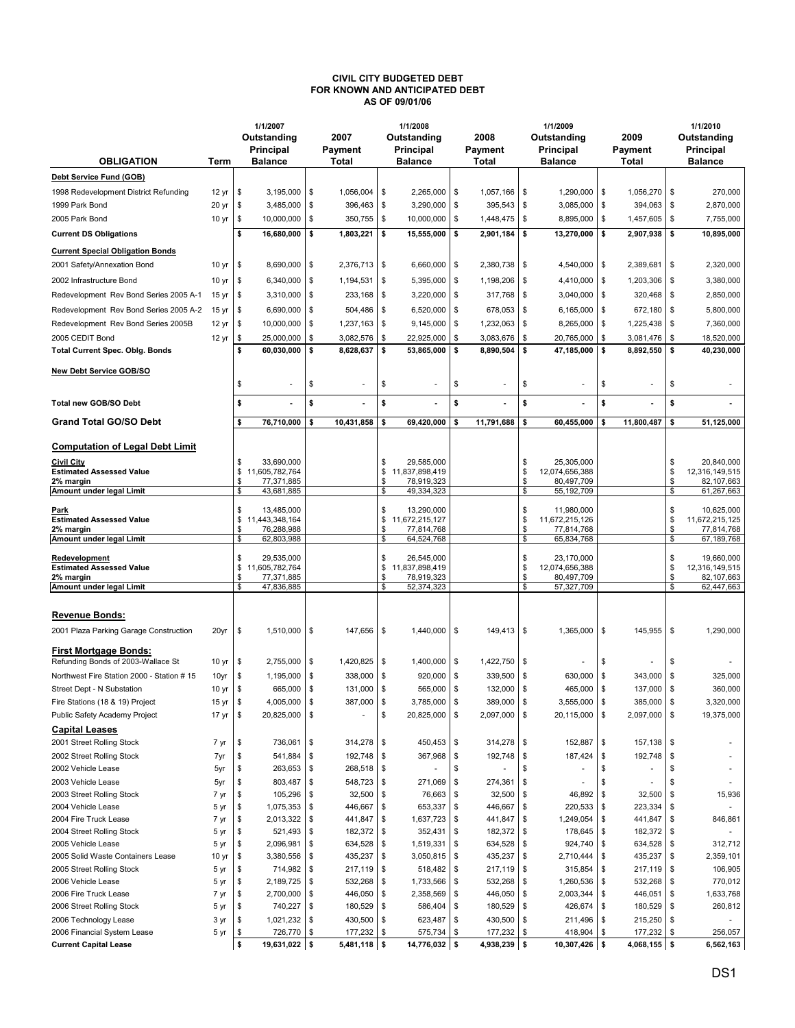# CIVIL CITY BUDGETED DEBT
## FOR KNOWN AND ANTICIPATED DEBT
## AS OF 09/01/06

| OBLIGATION | Term | 1/1/2007 Outstanding Principal Balance | 2007 Payment Total | 1/1/2008 Outstanding Principal Balance | 2008 Payment Total | 1/1/2009 Outstanding Principal Balance | 2009 Payment Total | 1/1/2010 Outstanding Principal Balance |
|---|---|---|---|---|---|---|---|---|
| **Debt Service Fund (GOB)** | | | | | | | | |
| 1998 Redevelopment District Refunding | 12 yr | $ 3,195,000 | $ 1,056,004 | $ 2,265,000 | $ 1,057,166 | $ 1,290,000 | $ 1,056,270 | $ 270,000 |
| 1999 Park Bond | 20 yr | $ 3,485,000 | $ 396,463 | $ 3,290,000 | $ 395,543 | $ 3,085,000 | $ 394,063 | $ 2,870,000 |
| 2005 Park Bond | 10 yr | $ 10,000,000 | $ 350,755 | $ 10,000,000 | $ 1,448,475 | $ 8,895,000 | $ 1,457,605 | $ 7,755,000 |
| **Current DS Obligations** | | **$ 16,680,000** | **$ 1,803,221** | **$ 15,555,000** | **$ 2,901,184** | **$ 13,270,000** | **$ 2,907,938** | **$ 10,895,000** |
| **Current Special Obligation Bonds** | | | | | | | | |
| 2001 Safety/Annexation Bond | 10 yr | $ 8,690,000 | $ 2,376,713 | $ 6,660,000 | $ 2,380,738 | $ 4,540,000 | $ 2,389,681 | $ 2,320,000 |
| 2002 Infrastructure Bond | 10 yr | $ 6,340,000 | $ 1,194,531 | $ 5,395,000 | $ 1,198,206 | $ 4,410,000 | $ 1,203,306 | $ 3,380,000 |
| Redevelopment Rev Bond Series 2005 A-1 | 15 yr | $ 3,310,000 | $ 233,168 | $ 3,220,000 | $ 317,768 | $ 3,040,000 | $ 320,468 | $ 2,850,000 |
| Redevelopment Rev Bond Series 2005 A-2 | 15 yr | $ 6,690,000 | $ 504,486 | $ 6,520,000 | $ 678,053 | $ 6,165,000 | $ 672,180 | $ 5,800,000 |
| Redevelopment Rev Bond Series 2005B | 12 yr | $ 10,000,000 | $ 1,237,163 | $ 9,145,000 | $ 1,232,063 | $ 8,265,000 | $ 1,225,438 | $ 7,360,000 |
| 2005 CEDIT Bond | 12 yr | $ 25,000,000 | $ 3,082,576 | $ 22,925,000 | $ 3,083,676 | $ 20,765,000 | $ 3,081,476 | $ 18,520,000 |
| **Total Current Spec. Oblg. Bonds** | | **$ 60,030,000** | **$ 8,628,637** | **$ 53,865,000** | **$ 8,890,504** | **$ 47,185,000** | **$ 8,892,550** | **$ 40,230,000** |
| **New Debt Service GOB/SO** | | | | | | | | |
| | | $ - | $ - | $ - | $ - | $ - | $ - | $ - |
| **Total new GOB/SO Debt** | | **$ -** | **$ -** | **$ -** | **$ -** | **$ -** | **$ -** | **$ -** |
| **Grand Total GO/SO Debt** | | **$ 76,710,000** | **$ 10,431,858** | **$ 69,420,000** | **$ 11,791,688** | **$ 60,455,000** | **$ 11,800,487** | **$ 51,125,000** |
| **Computation of Legal Debt Limit** | | | | | | | | |
| **Civil City** | | $ 33,690,000 | | $ 29,585,000 | | $ 25,305,000 | | $ 20,840,000 |
| **Estimated Assessed Value** | | $ 11,605,782,764 | | $ 11,837,898,419 | | $ 12,074,656,388 | | $ 12,316,149,515 |
| **2% margin** | | $ 77,371,885 | | $ 78,919,323 | | $ 80,497,709 | | $ 82,107,663 |
| **Amount under legal Limit** | | $ 43,681,885 | | $ 49,334,323 | | $ 55,192,709 | | $ 61,267,663 |
| **Park** | | $ 13,485,000 | | $ 13,290,000 | | $ 11,980,000 | | $ 10,625,000 |
| **Estimated Assessed Value** | | $ 11,443,348,164 | | $ 11,672,215,127 | | $ 11,672,215,126 | | $ 11,672,215,125 |
| **2% margin** | | $ 76,288,988 | | $ 77,814,768 | | $ 77,814,768 | | $ 77,814,768 |
| **Amount under legal Limit** | | $ 62,803,988 | | $ 64,524,768 | | $ 65,834,768 | | $ 67,189,768 |
| **Redevelopment** | | $ 29,535,000 | | $ 26,545,000 | | $ 23,170,000 | | $ 19,660,000 |
| **Estimated Assessed Value** | | $ 11,605,782,764 | | $ 11,837,898,419 | | $ 12,074,656,388 | | $ 12,316,149,515 |
| **2% margin** | | $ 77,371,885 | | $ 78,919,323 | | $ 80,497,709 | | $ 82,107,663 |
| **Amount under legal Limit** | | $ 47,836,885 | | $ 52,374,323 | | $ 57,327,709 | | $ 62,447,663 |
| **Revenue Bonds:** | | | | | | | | |
| 2001 Plaza Parking Garage Construction | 20yr | $ 1,510,000 | $ 147,656 | $ 1,440,000 | $ 149,413 | $ 1,365,000 | $ 145,955 | $ 1,290,000 |
| **First Mortgage Bonds:** | | | | | | | | |
| Refunding Bonds of 2003-Wallace St | 10 yr | $ 2,755,000 | $ 1,420,825 | $ 1,400,000 | $ 1,422,750 | $ - | $ - | $ - |
| Northwest Fire Station 2000 - Station # 15 | 10yr | $ 1,195,000 | $ 338,000 | $ 920,000 | $ 339,500 | $ 630,000 | $ 343,000 | $ 325,000 |
| Street Dept - N Substation | 10 yr | $ 665,000 | $ 131,000 | $ 565,000 | $ 132,000 | $ 465,000 | $ 137,000 | $ 360,000 |
| Fire Stations (18 & 19) Project | 15 yr | $ 4,005,000 | $ 387,000 | $ 3,785,000 | $ 389,000 | $ 3,555,000 | $ 385,000 | $ 3,320,000 |
| Public Safety Academy Project | 17 yr | $ 20,825,000 | $ - | $ 20,825,000 | $ 2,097,000 | $ 20,115,000 | $ 2,097,000 | $ 19,375,000 |
| **Capital Leases** | | | | | | | | |
| 2001 Street Rolling Stock | 7 yr | $ 736,061 | $ 314,278 | $ 450,453 | $ 314,278 | $ 152,887 | $ 157,138 | $ - |
| 2002 Street Rolling Stock | 7yr | $ 541,884 | $ 192,748 | $ 367,968 | $ 192,748 | $ 187,424 | $ 192,748 | $ - |
| 2002 Vehicle Lease | 5yr | $ 263,653 | $ 268,518 | $ - | $ - | $ - | $ - | $ - |
| 2003 Vehicle Lease | 5yr | $ 803,487 | $ 548,723 | $ 271,069 | $ 274,361 | $ - | $ - | $ - |
| 2003 Street Rolling Stock | 7 yr | $ 105,296 | $ 32,500 | $ 76,663 | $ 32,500 | $ 46,892 | $ 32,500 | $ 15,936 |
| 2004 Vehicle Lease | 5 yr | $ 1,075,353 | $ 446,667 | $ 653,337 | $ 446,667 | $ 220,533 | $ 223,334 | $ - |
| 2004 Fire Truck Lease | 7 yr | $ 2,013,322 | $ 441,847 | $ 1,637,723 | $ 441,847 | $ 1,249,054 | $ 441,847 | $ 846,861 |
| 2004 Street Rolling Stock | 5 yr | $ 521,493 | $ 182,372 | $ 352,431 | $ 182,372 | $ 178,645 | $ 182,372 | $ - |
| 2005 Vehicle Lease | 5 yr | $ 2,096,981 | $ 634,528 | $ 1,519,331 | $ 634,528 | $ 924,740 | $ 634,528 | $ 312,712 |
| 2005 Solid Waste Containers Lease | 10 yr | $ 3,380,556 | $ 435,237 | $ 3,050,815 | $ 435,237 | $ 2,710,444 | $ 435,237 | $ 2,359,101 |
| 2005 Street Rolling Stock | 5 yr | $ 714,982 | $ 217,119 | $ 518,482 | $ 217,119 | $ 315,854 | $ 217,119 | $ 106,905 |
| 2006 Vehicle Lease | 5 yr | $ 2,189,725 | $ 532,268 | $ 1,733,566 | $ 532,268 | $ 1,260,536 | $ 532,268 | $ 770,012 |
| 2006 Fire Truck Lease | 7 yr | $ 2,700,000 | $ 446,050 | $ 2,358,569 | $ 446,050 | $ 2,003,344 | $ 446,051 | $ 1,633,768 |
| 2006 Street Rolling Stock | 5 yr | $ 740,227 | $ 180,529 | $ 586,404 | $ 180,529 | $ 426,674 | $ 180,529 | $ 260,812 |
| 2006 Technology Lease | 3 yr | $ 1,021,232 | $ 430,500 | $ 623,487 | $ 430,500 | $ 211,496 | $ 215,250 | $ - |
| 2006 Financial System Lease | 5 yr | $ 726,770 | $ 177,232 | $ 575,734 | $ 177,232 | $ 418,904 | $ 177,232 | $ 256,057 |
| **Current Capital Lease** | | **$ 19,631,022** | **$ 5,481,118** | **$ 14,776,032** | **$ 4,938,239** | **$ 10,307,426** | **$ 4,068,155** | **$ 6,562,163** |

DS1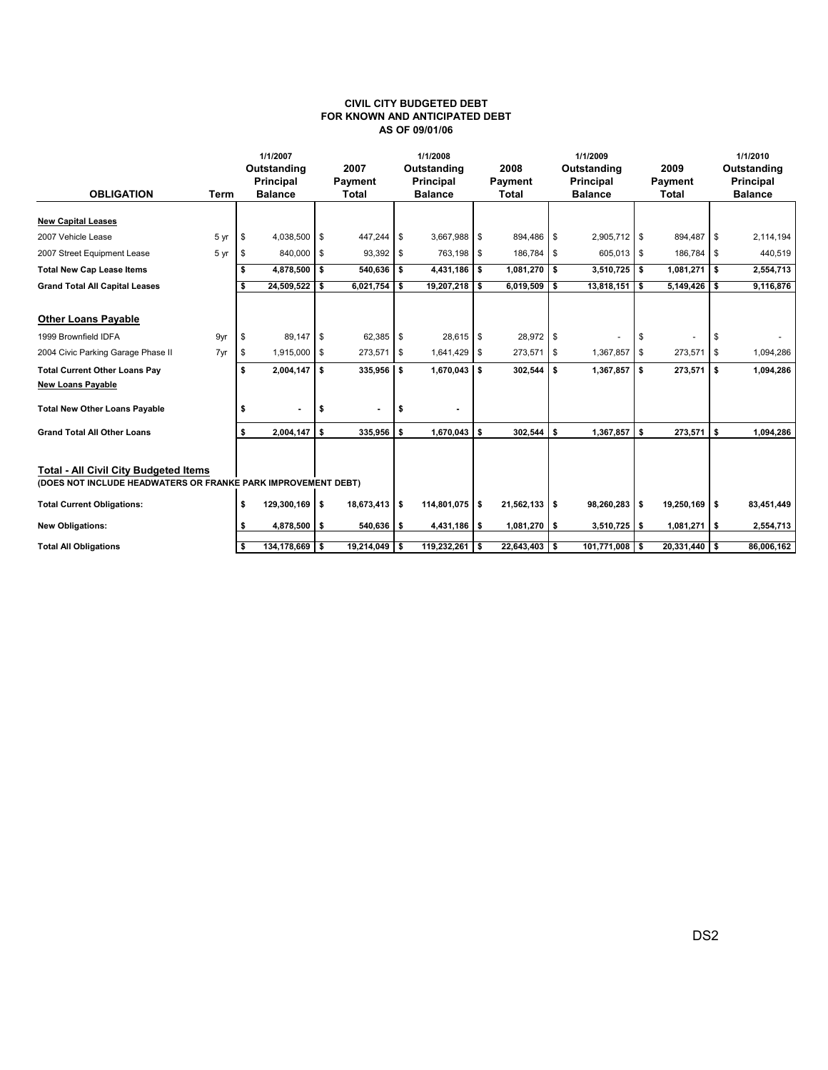**CIVIL CITY BUDGETED DEBT**
**FOR KNOWN AND ANTICIPATED DEBT**
**AS OF 09/01/06**

| OBLIGATION | Term | 1/1/2007 Outstanding Principal Balance | 2007 Payment Total | 1/1/2008 Outstanding Principal Balance | 2008 Payment Total | 1/1/2009 Outstanding Principal Balance | 2009 Payment Total | 1/1/2010 Outstanding Principal Balance |
|---|---|---|---|---|---|---|---|---|
| **New Capital Leases** | | | | | | | | |
| 2007 Vehicle Lease | 5 yr | $ 4,038,500 | $ 447,244 | $ 3,667,988 | $ 894,486 | $ 2,905,712 | $ 894,487 | $ 2,114,194 |
| 2007 Street Equipment Lease | 5 yr | $ 840,000 | $ 93,392 | $ 763,198 | $ 186,784 | $ 605,013 | $ 186,784 | $ 440,519 |
| **Total New Cap Lease Items** | | **$ 4,878,500** | **$ 540,636** | **$ 4,431,186** | **$ 1,081,270** | **$ 3,510,725** | **$ 1,081,271** | **$ 2,554,713** |
| **Grand Total All Capital Leases** | | **$ 24,509,522** | **$ 6,021,754** | **$ 19,207,218** | **$ 6,019,509** | **$ 13,818,151** | **$ 5,149,426** | **$ 9,116,876** |
| **Other Loans Payable** | | | | | | | | |
| 1999 Brownfield IDFA | 9yr | $ 89,147 | $ 62,385 | $ 28,615 | $ 28,972 | $ - | $ - | $ - |
| 2004 Civic Parking Garage Phase II | 7yr | $ 1,915,000 | $ 273,571 | $ 1,641,429 | $ 273,571 | $ 1,367,857 | $ 273,571 | $ 1,094,286 |
| **Total Current Other Loans Pay** | | **$ 2,004,147** | **$ 335,956** | **$ 1,670,043** | **$ 302,544** | **$ 1,367,857** | **$ 273,571** | **$ 1,094,286** |
| **New Loans Payable** | | | | | | | | |
| **Total New Other Loans Payable** | | **$ -** | **$ -** | **$ -** | | | | |
| **Grand Total All Other Loans** | | **$ 2,004,147** | **$ 335,956** | **$ 1,670,043** | **$ 302,544** | **$ 1,367,857** | **$ 273,571** | **$ 1,094,286** |
| **Total - All Civil City Budgeted Items** | | | | | | | | |
| **(DOES NOT INCLUDE HEADWATERS OR FRANKE PARK IMPROVEMENT DEBT)** | | | | | | | | |
| **Total Current Obligations:** | | **$ 129,300,169** | **$ 18,673,413** | **$ 114,801,075** | **$ 21,562,133** | **$ 98,260,283** | **$ 19,250,169** | **$ 83,451,449** |
| **New Obligations:** | | **$ 4,878,500** | **$ 540,636** | **$ 4,431,186** | **$ 1,081,270** | **$ 3,510,725** | **$ 1,081,271** | **$ 2,554,713** |
| **Total All Obligations** | | **$ 134,178,669** | **$ 19,214,049** | **$ 119,232,261** | **$ 22,643,403** | **$ 101,771,008** | **$ 20,331,440** | **$ 86,006,162** |

DS2